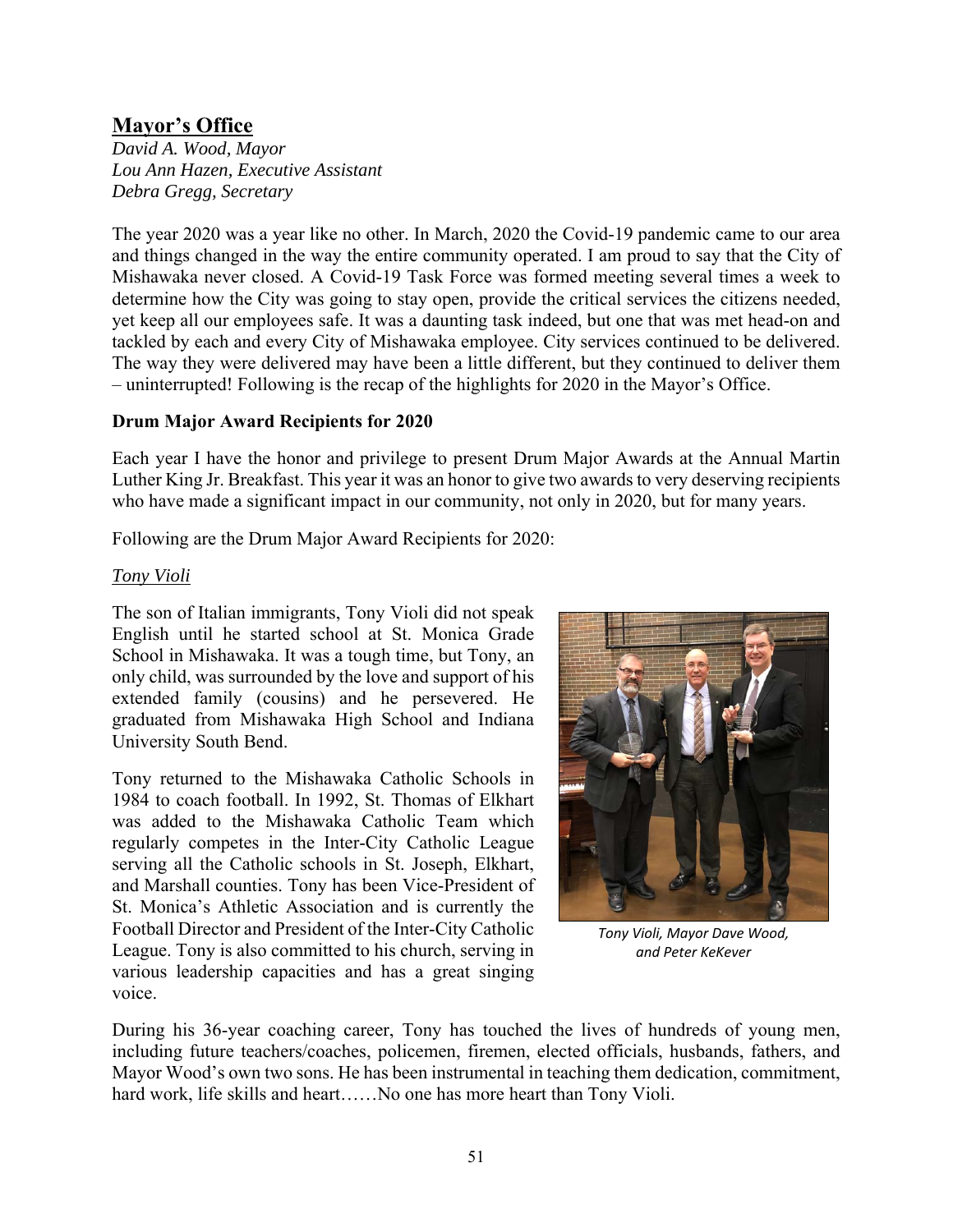## Mayor's Office

*David A. Wood, Mayor*
*Lou Ann Hazen, Executive Assistant*
*Debra Gregg, Secretary*

The year 2020 was a year like no other. In March, 2020 the Covid-19 pandemic came to our area and things changed in the way the entire community operated. I am proud to say that the City of Mishawaka never closed. A Covid-19 Task Force was formed meeting several times a week to determine how the City was going to stay open, provide the critical services the citizens needed, yet keep all our employees safe. It was a daunting task indeed, but one that was met head-on and tackled by each and every City of Mishawaka employee. City services continued to be delivered. The way they were delivered may have been a little different, but they continued to deliver them – uninterrupted! Following is the recap of the highlights for 2020 in the Mayor's Office.

**Drum Major Award Recipients for 2020**

Each year I have the honor and privilege to present Drum Major Awards at the Annual Martin Luther King Jr. Breakfast. This year it was an honor to give two awards to very deserving recipients who have made a significant impact in our community, not only in 2020, but for many years.

Following are the Drum Major Award Recipients for 2020:

*Tony Violi*

The son of Italian immigrants, Tony Violi did not speak English until he started school at St. Monica Grade School in Mishawaka. It was a tough time, but Tony, an only child, was surrounded by the love and support of his extended family (cousins) and he persevered. He graduated from Mishawaka High School and Indiana University South Bend.

Tony returned to the Mishawaka Catholic Schools in 1984 to coach football. In 1992, St. Thomas of Elkhart was added to the Mishawaka Catholic Team which regularly competes in the Inter-City Catholic League serving all the Catholic schools in St. Joseph, Elkhart, and Marshall counties. Tony has been Vice-President of St. Monica's Athletic Association and is currently the Football Director and President of the Inter-City Catholic League. Tony is also committed to his church, serving in various leadership capacities and has a great singing voice.

*Tony Violi, Mayor Dave Wood, and Peter KeKever*

During his 36-year coaching career, Tony has touched the lives of hundreds of young men, including future teachers/coaches, policemen, firemen, elected officials, husbands, fathers, and Mayor Wood's own two sons. He has been instrumental in teaching them dedication, commitment, hard work, life skills and heart……No one has more heart than Tony Violi.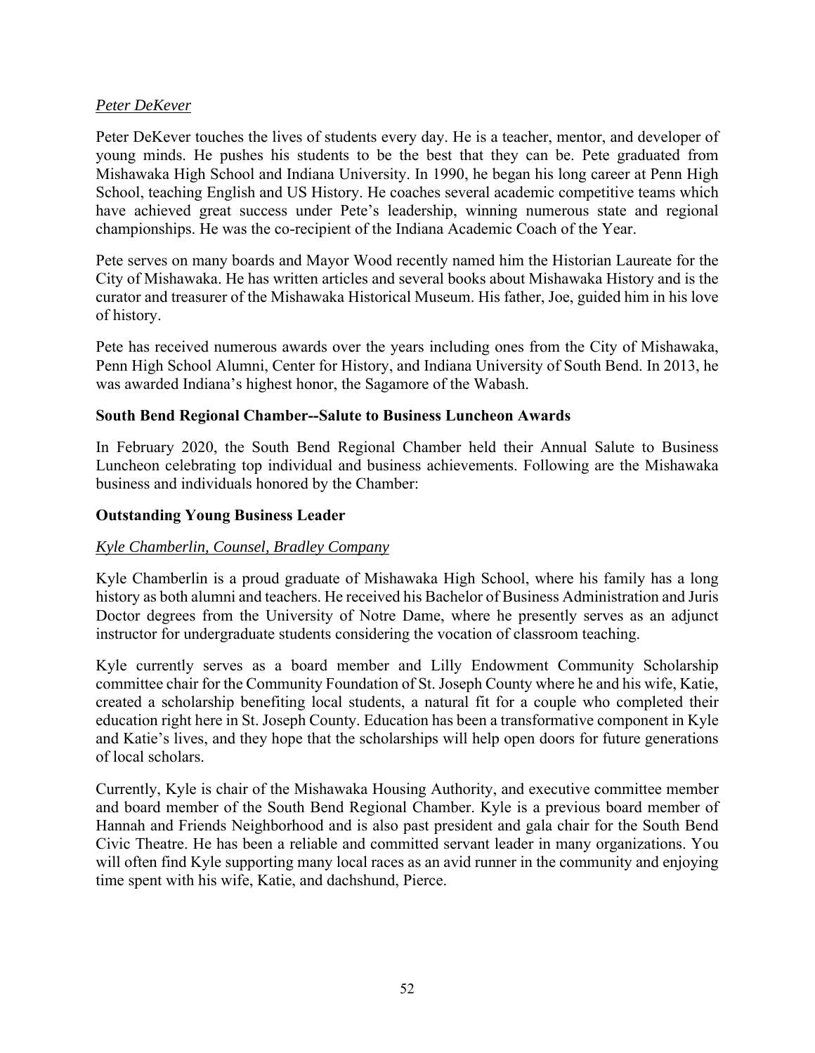*Peter DeKever*

Peter DeKever touches the lives of students every day. He is a teacher, mentor, and developer of young minds. He pushes his students to be the best that they can be. Pete graduated from Mishawaka High School and Indiana University. In 1990, he began his long career at Penn High School, teaching English and US History. He coaches several academic competitive teams which have achieved great success under Pete's leadership, winning numerous state and regional championships. He was the co-recipient of the Indiana Academic Coach of the Year.

Pete serves on many boards and Mayor Wood recently named him the Historian Laureate for the City of Mishawaka. He has written articles and several books about Mishawaka History and is the curator and treasurer of the Mishawaka Historical Museum. His father, Joe, guided him in his love of history.

Pete has received numerous awards over the years including ones from the City of Mishawaka, Penn High School Alumni, Center for History, and Indiana University of South Bend. In 2013, he was awarded Indiana's highest honor, the Sagamore of the Wabash.

**South Bend Regional Chamber--Salute to Business Luncheon Awards**

In February 2020, the South Bend Regional Chamber held their Annual Salute to Business Luncheon celebrating top individual and business achievements. Following are the Mishawaka business and individuals honored by the Chamber:

**Outstanding Young Business Leader**

*Kyle Chamberlin, Counsel, Bradley Company*

Kyle Chamberlin is a proud graduate of Mishawaka High School, where his family has a long history as both alumni and teachers. He received his Bachelor of Business Administration and Juris Doctor degrees from the University of Notre Dame, where he presently serves as an adjunct instructor for undergraduate students considering the vocation of classroom teaching.

Kyle currently serves as a board member and Lilly Endowment Community Scholarship committee chair for the Community Foundation of St. Joseph County where he and his wife, Katie, created a scholarship benefiting local students, a natural fit for a couple who completed their education right here in St. Joseph County. Education has been a transformative component in Kyle and Katie's lives, and they hope that the scholarships will help open doors for future generations of local scholars.

Currently, Kyle is chair of the Mishawaka Housing Authority, and executive committee member and board member of the South Bend Regional Chamber. Kyle is a previous board member of Hannah and Friends Neighborhood and is also past president and gala chair for the South Bend Civic Theatre. He has been a reliable and committed servant leader in many organizations. You will often find Kyle supporting many local races as an avid runner in the community and enjoying time spent with his wife, Katie, and dachshund, Pierce.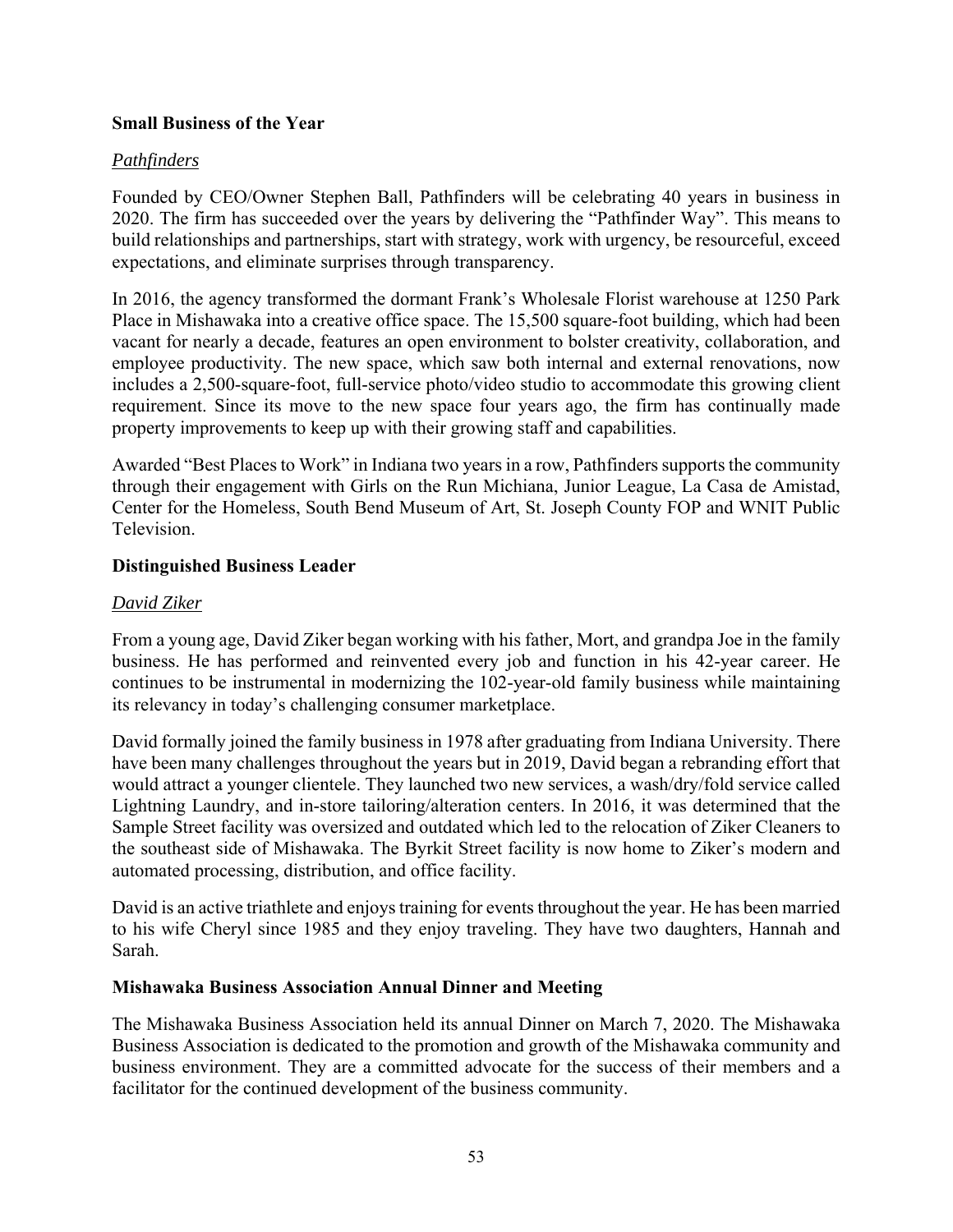**Small Business of the Year**

*Pathfinders*

Founded by CEO/Owner Stephen Ball, Pathfinders will be celebrating 40 years in business in 2020. The firm has succeeded over the years by delivering the "Pathfinder Way". This means to build relationships and partnerships, start with strategy, work with urgency, be resourceful, exceed expectations, and eliminate surprises through transparency.

In 2016, the agency transformed the dormant Frank's Wholesale Florist warehouse at 1250 Park Place in Mishawaka into a creative office space. The 15,500 square-foot building, which had been vacant for nearly a decade, features an open environment to bolster creativity, collaboration, and employee productivity. The new space, which saw both internal and external renovations, now includes a 2,500-square-foot, full-service photo/video studio to accommodate this growing client requirement. Since its move to the new space four years ago, the firm has continually made property improvements to keep up with their growing staff and capabilities.

Awarded "Best Places to Work" in Indiana two years in a row, Pathfinders supports the community through their engagement with Girls on the Run Michiana, Junior League, La Casa de Amistad, Center for the Homeless, South Bend Museum of Art, St. Joseph County FOP and WNIT Public Television.

**Distinguished Business Leader**

*David Ziker*

From a young age, David Ziker began working with his father, Mort, and grandpa Joe in the family business. He has performed and reinvented every job and function in his 42-year career. He continues to be instrumental in modernizing the 102-year-old family business while maintaining its relevancy in today's challenging consumer marketplace.

David formally joined the family business in 1978 after graduating from Indiana University. There have been many challenges throughout the years but in 2019, David began a rebranding effort that would attract a younger clientele. They launched two new services, a wash/dry/fold service called Lightning Laundry, and in-store tailoring/alteration centers. In 2016, it was determined that the Sample Street facility was oversized and outdated which led to the relocation of Ziker Cleaners to the southeast side of Mishawaka. The Byrkit Street facility is now home to Ziker's modern and automated processing, distribution, and office facility.

David is an active triathlete and enjoys training for events throughout the year. He has been married to his wife Cheryl since 1985 and they enjoy traveling. They have two daughters, Hannah and Sarah.

**Mishawaka Business Association Annual Dinner and Meeting**

The Mishawaka Business Association held its annual Dinner on March 7, 2020. The Mishawaka Business Association is dedicated to the promotion and growth of the Mishawaka community and business environment. They are a committed advocate for the success of their members and a facilitator for the continued development of the business community.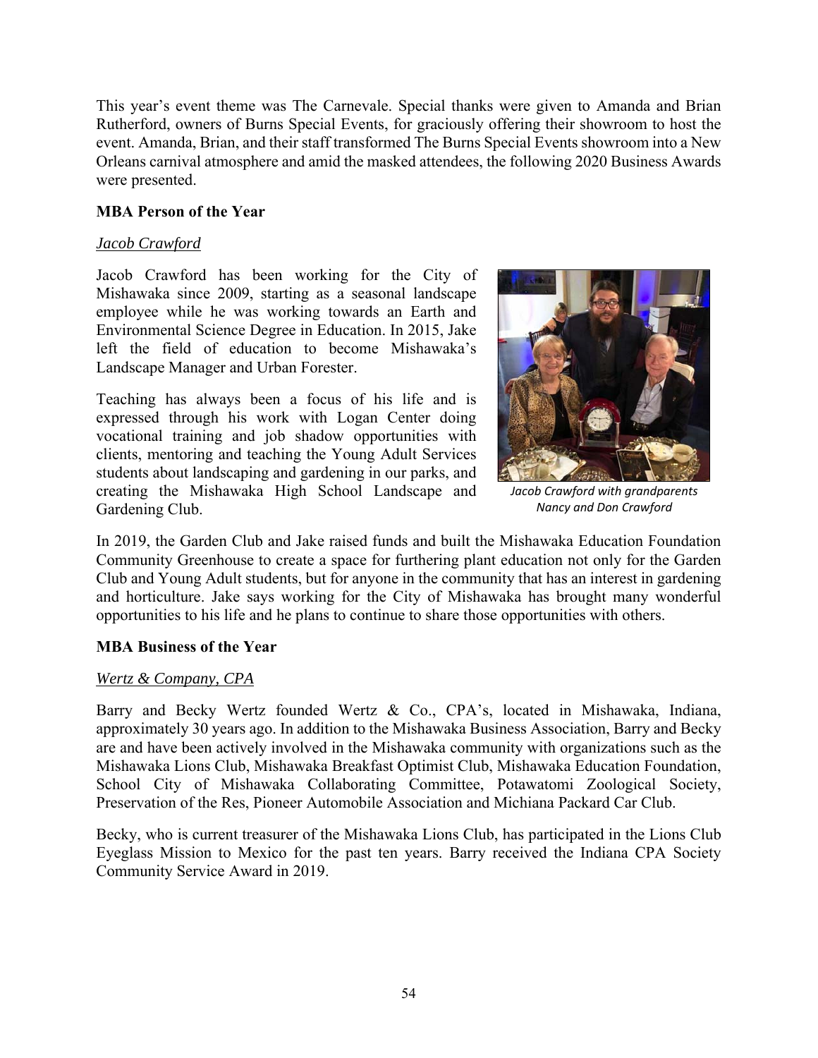This year's event theme was The Carnevale. Special thanks were given to Amanda and Brian Rutherford, owners of Burns Special Events, for graciously offering their showroom to host the event. Amanda, Brian, and their staff transformed The Burns Special Events showroom into a New Orleans carnival atmosphere and amid the masked attendees, the following 2020 Business Awards were presented.

**MBA Person of the Year**

*Jacob Crawford*

Jacob Crawford has been working for the City of Mishawaka since 2009, starting as a seasonal landscape employee while he was working towards an Earth and Environmental Science Degree in Education. In 2015, Jake left the field of education to become Mishawaka's Landscape Manager and Urban Forester.

Teaching has always been a focus of his life and is expressed through his work with Logan Center doing vocational training and job shadow opportunities with clients, mentoring and teaching the Young Adult Services students about landscaping and gardening in our parks, and creating the Mishawaka High School Landscape and Gardening Club.

*Jacob Crawford with grandparents Nancy and Don Crawford*

In 2019, the Garden Club and Jake raised funds and built the Mishawaka Education Foundation Community Greenhouse to create a space for furthering plant education not only for the Garden Club and Young Adult students, but for anyone in the community that has an interest in gardening and horticulture. Jake says working for the City of Mishawaka has brought many wonderful opportunities to his life and he plans to continue to share those opportunities with others.

**MBA Business of the Year**

*Wertz & Company, CPA*

Barry and Becky Wertz founded Wertz & Co., CPA's, located in Mishawaka, Indiana, approximately 30 years ago. In addition to the Mishawaka Business Association, Barry and Becky are and have been actively involved in the Mishawaka community with organizations such as the Mishawaka Lions Club, Mishawaka Breakfast Optimist Club, Mishawaka Education Foundation, School City of Mishawaka Collaborating Committee, Potawatomi Zoological Society, Preservation of the Res, Pioneer Automobile Association and Michiana Packard Car Club.

Becky, who is current treasurer of the Mishawaka Lions Club, has participated in the Lions Club Eyeglass Mission to Mexico for the past ten years. Barry received the Indiana CPA Society Community Service Award in 2019.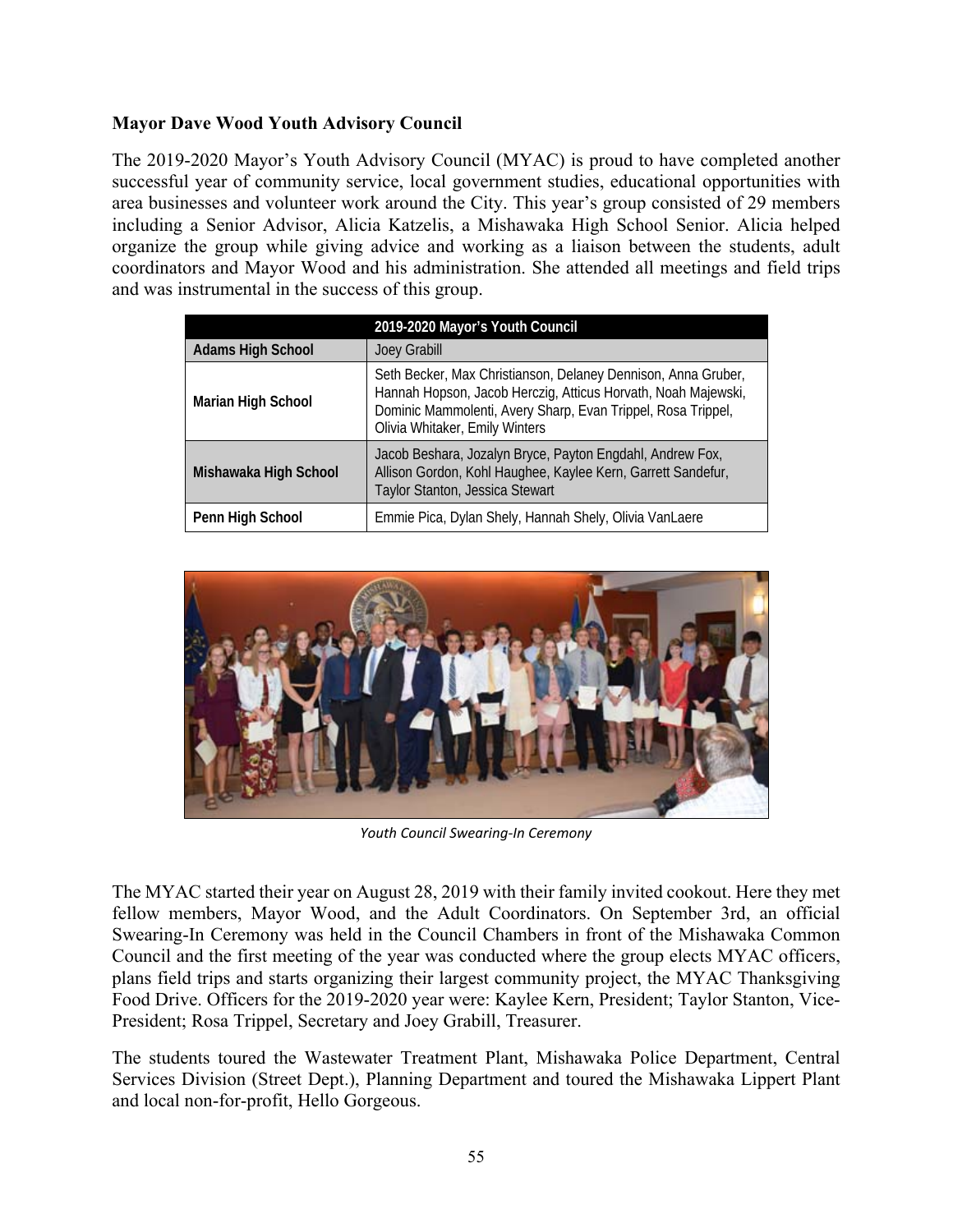**Mayor Dave Wood Youth Advisory Council**

The 2019-2020 Mayor's Youth Advisory Council (MYAC) is proud to have completed another successful year of community service, local government studies, educational opportunities with area businesses and volunteer work around the City. This year's group consisted of 29 members including a Senior Advisor, Alicia Katzelis, a Mishawaka High School Senior. Alicia helped organize the group while giving advice and working as a liaison between the students, adult coordinators and Mayor Wood and his administration. She attended all meetings and field trips and was instrumental in the success of this group.

| 2019-2020 Mayor's Youth Council | |
|---|---|
| **Adams High School** | Joey Grabill |
| **Marian High School** | Seth Becker, Max Christianson, Delaney Dennison, Anna Gruber, Hannah Hopson, Jacob Herczig, Atticus Horvath, Noah Majewski, Dominic Mammolenti, Avery Sharp, Evan Trippel, Rosa Trippel, Olivia Whitaker, Emily Winters |
| **Mishawaka High School** | Jacob Beshara, Jozalyn Bryce, Payton Engdahl, Andrew Fox, Allison Gordon, Kohl Haughee, Kaylee Kern, Garrett Sandefur, Taylor Stanton, Jessica Stewart |
| **Penn High School** | Emmie Pica, Dylan Shely, Hannah Shely, Olivia VanLaere |

*Youth Council Swearing-In Ceremony*

The MYAC started their year on August 28, 2019 with their family invited cookout. Here they met fellow members, Mayor Wood, and the Adult Coordinators. On September 3rd, an official Swearing-In Ceremony was held in the Council Chambers in front of the Mishawaka Common Council and the first meeting of the year was conducted where the group elects MYAC officers, plans field trips and starts organizing their largest community project, the MYAC Thanksgiving Food Drive. Officers for the 2019-2020 year were: Kaylee Kern, President; Taylor Stanton, Vice-President; Rosa Trippel, Secretary and Joey Grabill, Treasurer.

The students toured the Wastewater Treatment Plant, Mishawaka Police Department, Central Services Division (Street Dept.), Planning Department and toured the Mishawaka Lippert Plant and local non-for-profit, Hello Gorgeous.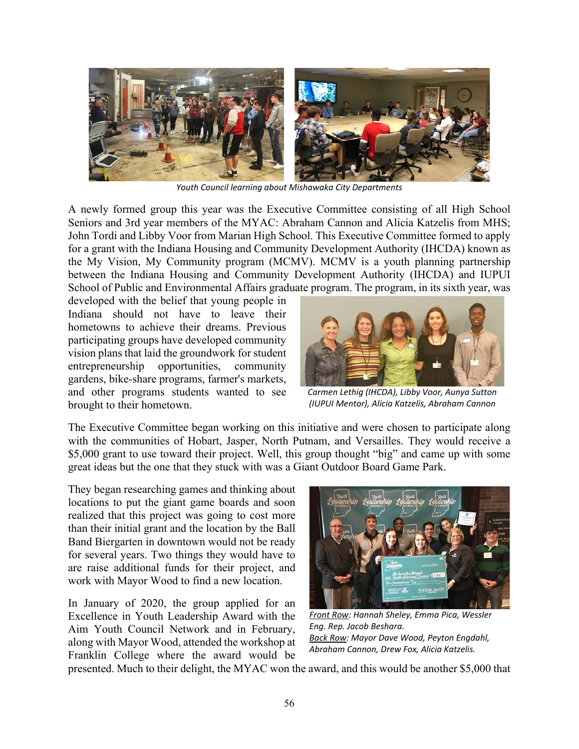*Youth Council learning about Mishawaka City Departments*

A newly formed group this year was the Executive Committee consisting of all High School Seniors and 3rd year members of the MYAC: Abraham Cannon and Alicia Katzelis from MHS; John Tordi and Libby Voor from Marian High School. This Executive Committee formed to apply for a grant with the Indiana Housing and Community Development Authority (IHCDA) known as the My Vision, My Community program (MCMV). MCMV is a youth planning partnership between the Indiana Housing and Community Development Authority (IHCDA) and IUPUI School of Public and Environmental Affairs graduate program. The program, in its sixth year, was developed with the belief that young people in Indiana should not have to leave their hometowns to achieve their dreams. Previous participating groups have developed community vision plans that laid the groundwork for student entrepreneurship opportunities, community gardens, bike-share programs, farmer's markets, and other programs students wanted to see brought to their hometown.

*Carmen Lethig (IHCDA), Libby Voor, Aunya Sutton (IUPUI Mentor), Alicia Katzelis, Abraham Cannon*

The Executive Committee began working on this initiative and were chosen to participate along with the communities of Hobart, Jasper, North Putnam, and Versailles. They would receive a $5,000 grant to use toward their project. Well, this group thought "big" and came up with some great ideas but the one that they stuck with was a Giant Outdoor Board Game Park.

They began researching games and thinking about locations to put the giant game boards and soon realized that this project was going to cost more than their initial grant and the location by the Ball Band Biergarten in downtown would not be ready for several years. Two things they would have to are raise additional funds for their project, and work with Mayor Wood to find a new location.

In January of 2020, the group applied for an Excellence in Youth Leadership Award with the Aim Youth Council Network and in February, along with Mayor Wood, attended the workshop at Franklin College where the award would be presented. Much to their delight, the MYAC won the award, and this would be another $5,000 that

*<u>Front Row</u>: Hannah Sheley, Emma Pica, Wessler Eng. Rep. Jacob Beshara.*
*<u>Back Row</u>: Mayor Dave Wood, Peyton Engdahl, Abraham Cannon, Drew Fox, Alicia Katzelis.*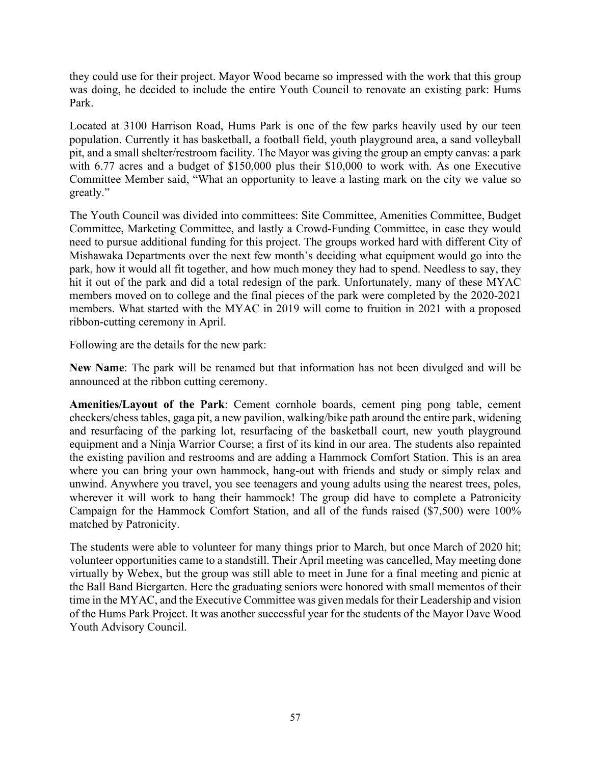they could use for their project. Mayor Wood became so impressed with the work that this group was doing, he decided to include the entire Youth Council to renovate an existing park: Hums Park.

Located at 3100 Harrison Road, Hums Park is one of the few parks heavily used by our teen population. Currently it has basketball, a football field, youth playground area, a sand volleyball pit, and a small shelter/restroom facility. The Mayor was giving the group an empty canvas: a park with 6.77 acres and a budget of $150,000 plus their $10,000 to work with. As one Executive Committee Member said, "What an opportunity to leave a lasting mark on the city we value so greatly."

The Youth Council was divided into committees: Site Committee, Amenities Committee, Budget Committee, Marketing Committee, and lastly a Crowd-Funding Committee, in case they would need to pursue additional funding for this project. The groups worked hard with different City of Mishawaka Departments over the next few month's deciding what equipment would go into the park, how it would all fit together, and how much money they had to spend. Needless to say, they hit it out of the park and did a total redesign of the park. Unfortunately, many of these MYAC members moved on to college and the final pieces of the park were completed by the 2020-2021 members. What started with the MYAC in 2019 will come to fruition in 2021 with a proposed ribbon-cutting ceremony in April.

Following are the details for the new park:

**New Name**: The park will be renamed but that information has not been divulged and will be announced at the ribbon cutting ceremony.

**Amenities/Layout of the Park**: Cement cornhole boards, cement ping pong table, cement checkers/chess tables, gaga pit, a new pavilion, walking/bike path around the entire park, widening and resurfacing of the parking lot, resurfacing of the basketball court, new youth playground equipment and a Ninja Warrior Course; a first of its kind in our area. The students also repainted the existing pavilion and restrooms and are adding a Hammock Comfort Station. This is an area where you can bring your own hammock, hang-out with friends and study or simply relax and unwind. Anywhere you travel, you see teenagers and young adults using the nearest trees, poles, wherever it will work to hang their hammock! The group did have to complete a Patronicity Campaign for the Hammock Comfort Station, and all of the funds raised ($7,500) were 100% matched by Patronicity.

The students were able to volunteer for many things prior to March, but once March of 2020 hit; volunteer opportunities came to a standstill. Their April meeting was cancelled, May meeting done virtually by Webex, but the group was still able to meet in June for a final meeting and picnic at the Ball Band Biergarten. Here the graduating seniors were honored with small mementos of their time in the MYAC, and the Executive Committee was given medals for their Leadership and vision of the Hums Park Project. It was another successful year for the students of the Mayor Dave Wood Youth Advisory Council.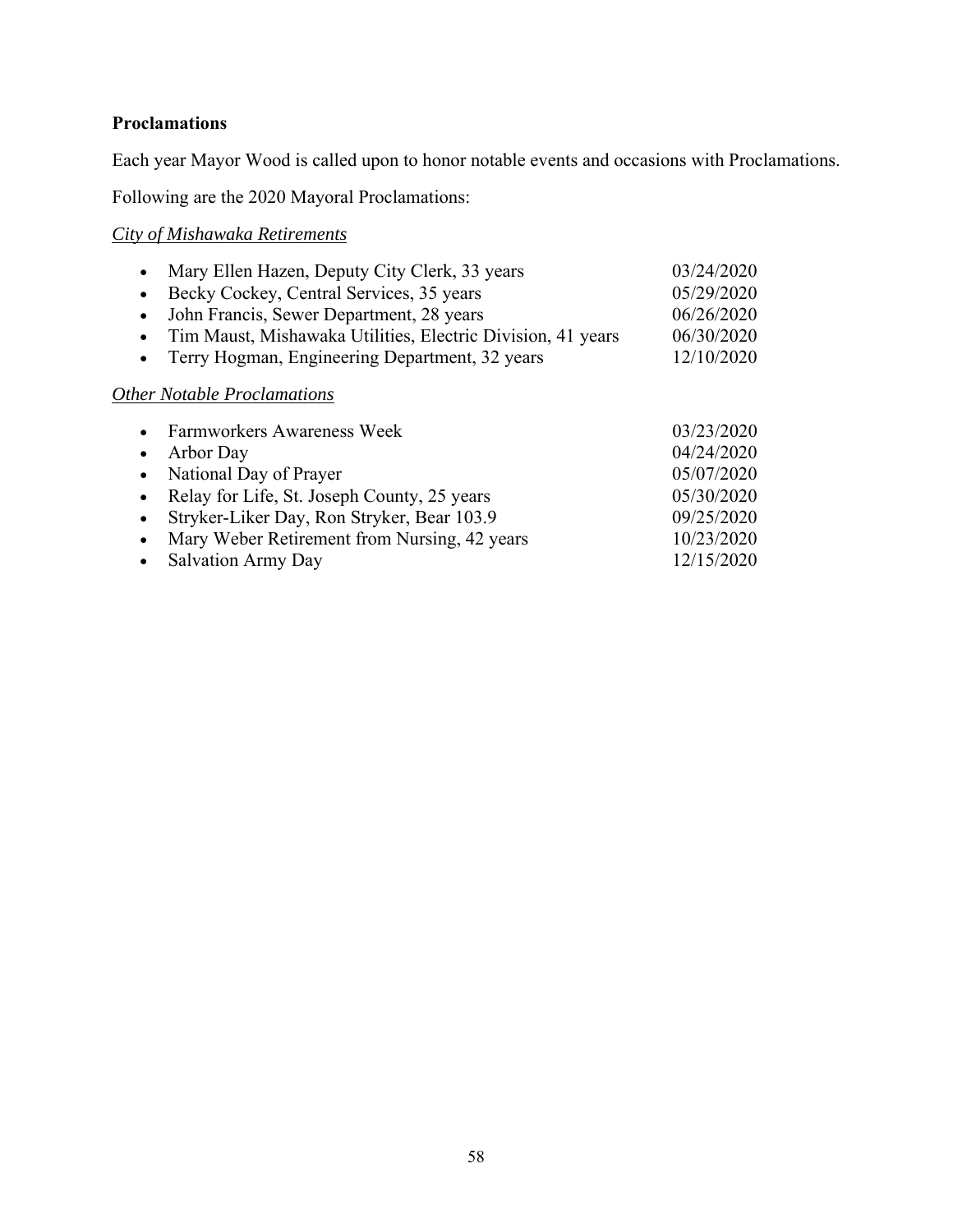## Proclamations

Each year Mayor Wood is called upon to honor notable events and occasions with Proclamations.

Following are the 2020 Mayoral Proclamations:

*City of Mishawaka Retirements*

- Mary Ellen Hazen, Deputy City Clerk, 33 years 03/24/2020
- Becky Cockey, Central Services, 35 years 05/29/2020
- John Francis, Sewer Department, 28 years 06/26/2020
- Tim Maust, Mishawaka Utilities, Electric Division, 41 years 06/30/2020
- Terry Hogman, Engineering Department, 32 years 12/10/2020

*Other Notable Proclamations*

- Farmworkers Awareness Week 03/23/2020
- Arbor Day 04/24/2020
- National Day of Prayer 05/07/2020
- Relay for Life, St. Joseph County, 25 years 05/30/2020
- Stryker-Liker Day, Ron Stryker, Bear 103.9 09/25/2020
- Mary Weber Retirement from Nursing, 42 years 10/23/2020
- Salvation Army Day 12/15/2020